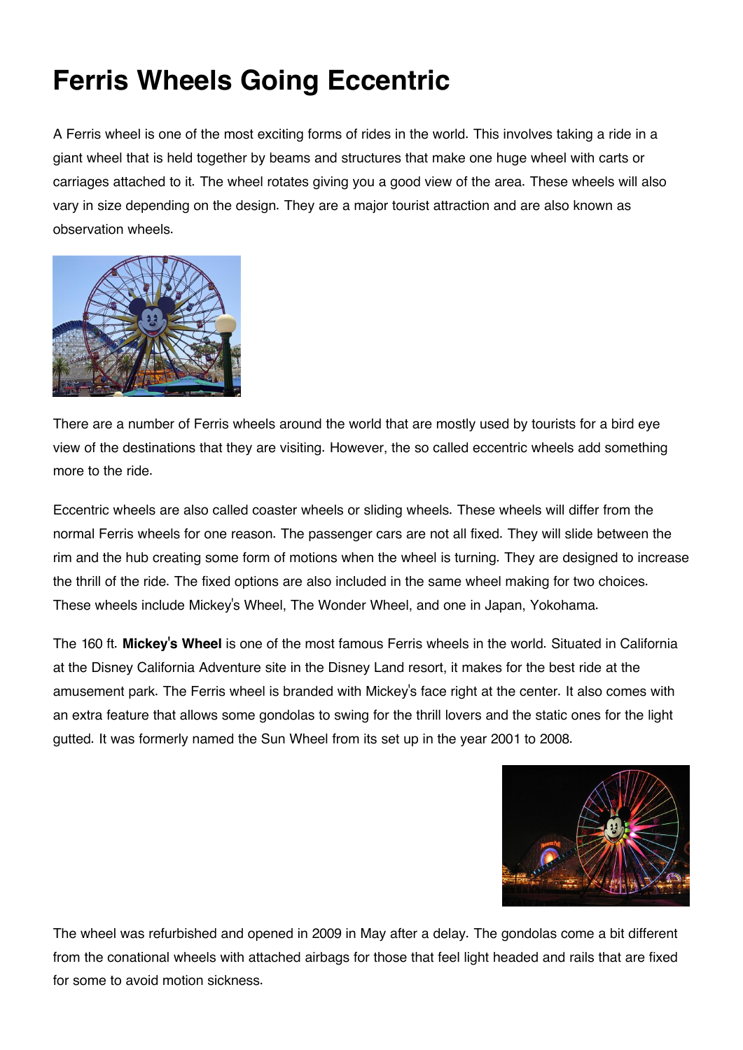# Ferris Wheels Going Eccentric

A Ferris wheel is one of the most exciting forms of rides in the world. This involves taking a ride in a giant wheel that is held together by beams and structures that make one huge wheel with carts or carriages attached to it. The wheel rotates giving you a good view of the area. These wheels will also vary in size depending on the design. They are a major tourist attraction and are also known as observation wheels.

There are a number of Ferris wheels around the world that are mostly used by tourists for a bird eye view of the destinations that they are visiting. However, the so called eccentric wheels add something more to the ride.

Eccentric wheels are also called coaster wheels or sliding wheels. These wheels will differ from the normal Ferris wheels for one reason. The passenger cars are not all fixed. They will slide between the rim and the hub creating some form of motions when the wheel is turning. They are designed to increase the thrill of the ride. The fixed options are also included in the same wheel making for two choices. These wheels include Mickey's Wheel, The Wonder Wheel, and one in Japan, Yokohama.

The 160 ft. **Mickey's Wheel** is one of the most famous Ferris wheels in the world. Situated in California at the Disney California Adventure site in the Disney Land resort, it makes for the best ride at the amusement park. The Ferris wheel is branded with Mickey's face right at the center. It also comes with an extra feature that allows some gondolas to swing for the thrill lovers and the static ones for the light gutted. It was formerly named the Sun Wheel from its set up in the year 2001 to 2008.

The wheel was refurbished and opened in 2009 in May after a delay. The gondolas come a bit different from the conational wheels with attached airbags for those that feel light headed and rails that are fixed for some to avoid motion sickness.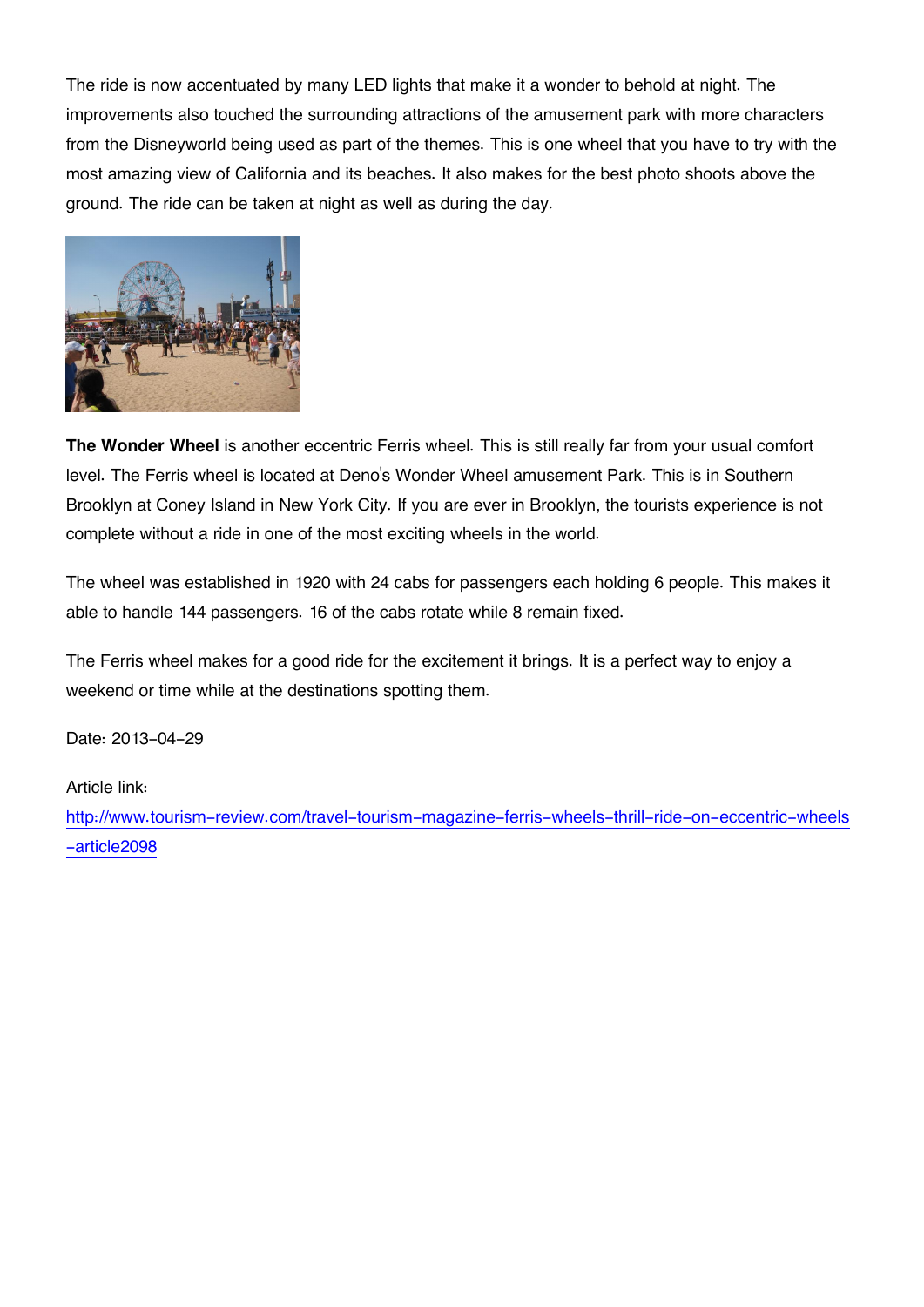The ride is now accentuated by many LED lights that make it a wonder to behold at night. The improvements also touched the surrounding attractions of the amusement park with more characters from the Disneyworld being used as part of the themes. This is one wheel that you have to try with the most amazing view of California and its beaches. It also makes for the best photo shoots above the ground. The ride can be taken at night as well as during the day.

**The Wonder Wheel** is another eccentric Ferris wheel. This is still really far from your usual comfort level. The Ferris wheel is located at Deno's Wonder Wheel amusement Park. This is in Southern Brooklyn at Coney Island in New York City. If you are ever in Brooklyn, the tourists experience is not complete without a ride in one of the most exciting wheels in the world.

The wheel was established in 1920 with 24 cabs for passengers each holding 6 people. This makes it able to handle 144 passengers. 16 of the cabs rotate while 8 remain fixed.

The Ferris wheel makes for a good ride for the excitement it brings. It is a perfect way to enjoy a weekend or time while at the destinations spotting them.

Date: 2013-04-29

Article link:
http://www.tourism-review.com/travel-tourism-magazine-ferris-wheels-thrill-ride-on-eccentric-wheels-article2098